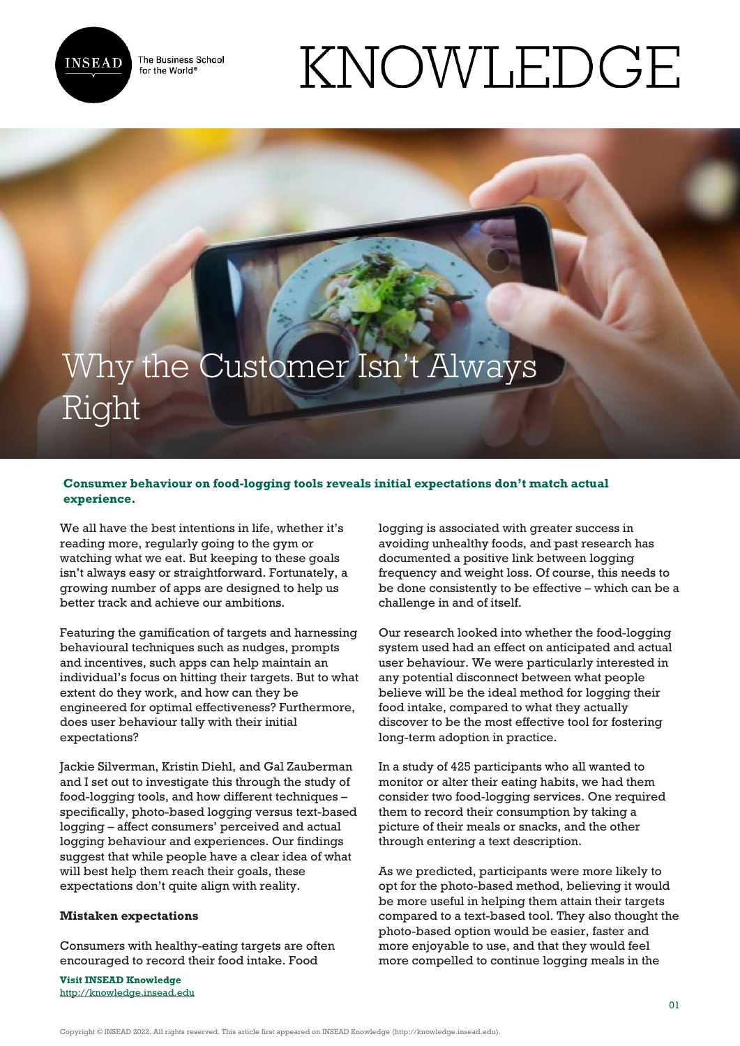# Why the Customer Isn't Always Right

**Consumer behaviour on food-logging tools reveals initial expectations don't match actual experience.**

We all have the best intentions in life, whether it's reading more, regularly going to the gym or watching what we eat. But keeping to these goals isn't always easy or straightforward. Fortunately, a growing number of apps are designed to help us better track and achieve our ambitions.

Featuring the gamification of targets and harnessing behavioural techniques such as nudges, prompts and incentives, such apps can help maintain an individual's focus on hitting their targets. But to what extent do they work, and how can they be engineered for optimal effectiveness? Furthermore, does user behaviour tally with their initial expectations?

Jackie Silverman, Kristin Diehl, and Gal Zauberman and I set out to investigate this through the study of food-logging tools, and how different techniques – specifically, photo-based logging versus text-based logging – affect consumers' perceived and actual logging behaviour and experiences. Our findings suggest that while people have a clear idea of what will best help them reach their goals, these expectations don't quite align with reality.

**Mistaken expectations**

Consumers with healthy-eating targets are often encouraged to record their food intake. Food logging is associated with greater success in avoiding unhealthy foods, and past research has documented a positive link between logging frequency and weight loss. Of course, this needs to be done consistently to be effective – which can be a challenge in and of itself.

Our research looked into whether the food-logging system used had an effect on anticipated and actual user behaviour. We were particularly interested in any potential disconnect between what people believe will be the ideal method for logging their food intake, compared to what they actually discover to be the most effective tool for fostering long-term adoption in practice.

In a study of 425 participants who all wanted to monitor or alter their eating habits, we had them consider two food-logging services. One required them to record their consumption by taking a picture of their meals or snacks, and the other through entering a text description.

As we predicted, participants were more likely to opt for the photo-based method, believing it would be more useful in helping them attain their targets compared to a text-based tool. They also thought the photo-based option would be easier, faster and more enjoyable to use, and that they would feel more compelled to continue logging meals in the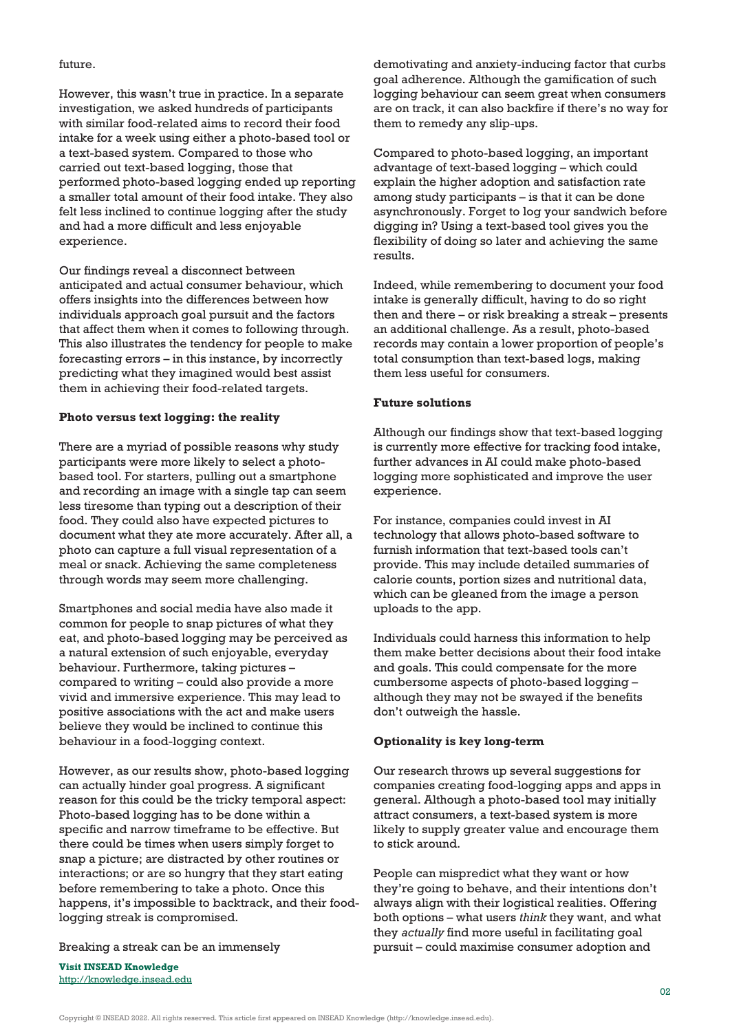future.

However, this wasn't true in practice. In a separate investigation, we asked hundreds of participants with similar food-related aims to record their food intake for a week using either a photo-based tool or a text-based system. Compared to those who carried out text-based logging, those that performed photo-based logging ended up reporting a smaller total amount of their food intake. They also felt less inclined to continue logging after the study and had a more difficult and less enjoyable experience.

Our findings reveal a disconnect between anticipated and actual consumer behaviour, which offers insights into the differences between how individuals approach goal pursuit and the factors that affect them when it comes to following through. This also illustrates the tendency for people to make forecasting errors – in this instance, by incorrectly predicting what they imagined would best assist them in achieving their food-related targets.

**Photo versus text logging: the reality**

There are a myriad of possible reasons why study participants were more likely to select a photo-based tool. For starters, pulling out a smartphone and recording an image with a single tap can seem less tiresome than typing out a description of their food. They could also have expected pictures to document what they ate more accurately. After all, a photo can capture a full visual representation of a meal or snack. Achieving the same completeness through words may seem more challenging.

Smartphones and social media have also made it common for people to snap pictures of what they eat, and photo-based logging may be perceived as a natural extension of such enjoyable, everyday behaviour. Furthermore, taking pictures – compared to writing – could also provide a more vivid and immersive experience. This may lead to positive associations with the act and make users believe they would be inclined to continue this behaviour in a food-logging context.

However, as our results show, photo-based logging can actually hinder goal progress. A significant reason for this could be the tricky temporal aspect: Photo-based logging has to be done within a specific and narrow timeframe to be effective. But there could be times when users simply forget to snap a picture; are distracted by other routines or interactions; or are so hungry that they start eating before remembering to take a photo. Once this happens, it's impossible to backtrack, and their food-logging streak is compromised.

Breaking a streak can be an immensely demotivating and anxiety-inducing factor that curbs goal adherence. Although the gamification of such logging behaviour can seem great when consumers are on track, it can also backfire if there's no way for them to remedy any slip-ups.

Compared to photo-based logging, an important advantage of text-based logging – which could explain the higher adoption and satisfaction rate among study participants – is that it can be done asynchronously. Forget to log your sandwich before digging in? Using a text-based tool gives you the flexibility of doing so later and achieving the same results.

Indeed, while remembering to document your food intake is generally difficult, having to do so right then and there – or risk breaking a streak – presents an additional challenge. As a result, photo-based records may contain a lower proportion of people's total consumption than text-based logs, making them less useful for consumers.

**Future solutions**

Although our findings show that text-based logging is currently more effective for tracking food intake, further advances in AI could make photo-based logging more sophisticated and improve the user experience.

For instance, companies could invest in AI technology that allows photo-based software to furnish information that text-based tools can't provide. This may include detailed summaries of calorie counts, portion sizes and nutritional data, which can be gleaned from the image a person uploads to the app.

Individuals could harness this information to help them make better decisions about their food intake and goals. This could compensate for the more cumbersome aspects of photo-based logging – although they may not be swayed if the benefits don't outweigh the hassle.

**Optionality is key long-term**

Our research throws up several suggestions for companies creating food-logging apps and apps in general. Although a photo-based tool may initially attract consumers, a text-based system is more likely to supply greater value and encourage them to stick around.

People can mispredict what they want or how they're going to behave, and their intentions don't always align with their logistical realities. Offering both options – what users *think* they want, and what they *actually* find more useful in facilitating goal pursuit – could maximise consumer adoption and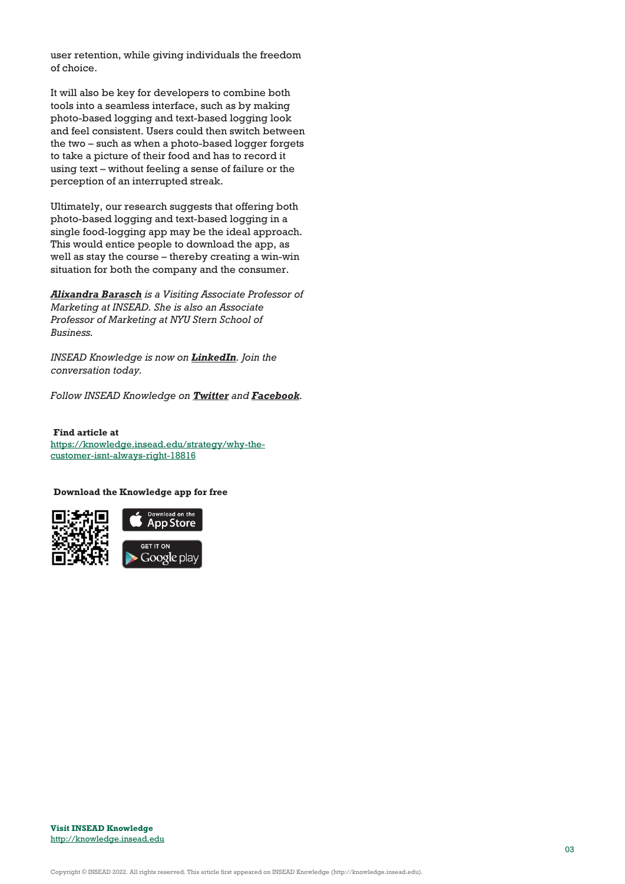user retention, while giving individuals the freedom of choice.

It will also be key for developers to combine both tools into a seamless interface, such as by making photo-based logging and text-based logging look and feel consistent. Users could then switch between the two – such as when a photo-based logger forgets to take a picture of their food and has to record it using text – without feeling a sense of failure or the perception of an interrupted streak.

Ultimately, our research suggests that offering both photo-based logging and text-based logging in a single food-logging app may be the ideal approach. This would entice people to download the app, as well as stay the course – thereby creating a win-win situation for both the company and the consumer.

***Alixandra Barasch*** *is a Visiting Associate Professor of Marketing at INSEAD. She is also an Associate Professor of Marketing at NYU Stern School of Business.*

*INSEAD Knowledge is now on* ***LinkedIn****. Join the conversation today.*

*Follow INSEAD Knowledge on* ***Twitter*** *and* ***Facebook****.*

**Find article at**
https://knowledge.insead.edu/strategy/why-the-customer-isnt-always-right-18816

**Download the Knowledge app for free**

Download on the App Store

GET IT ON Google play

**Visit INSEAD Knowledge**
http://knowledge.insead.edu

Copyright © INSEAD 2022. All rights reserved. This article first appeared on INSEAD Knowledge (http://knowledge.insead.edu).